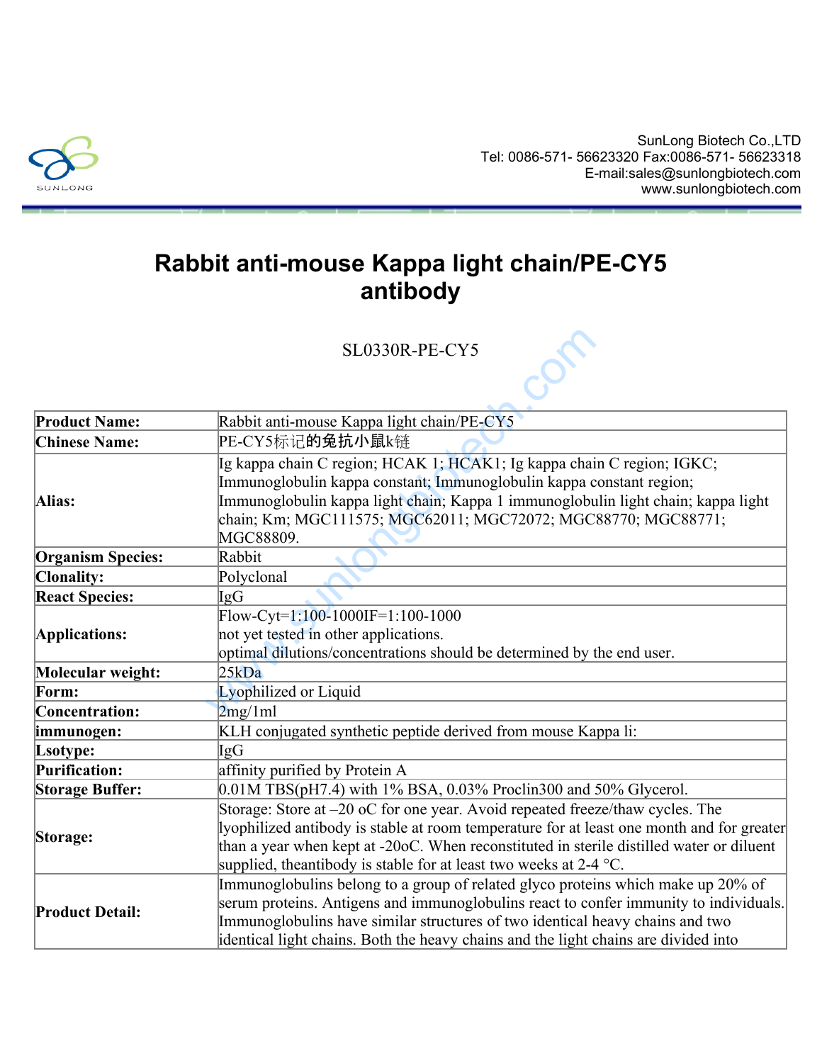SunLong Biotech Co.,LTD
Tel: 0086-571- 56623320 Fax:0086-571- 56623318
E-mail:sales@sunlongbiotech.com
www.sunlongbiotech.com

# Rabbit anti-mouse Kappa light chain/PE-CY5 antibody

SL0330R-PE-CY5

| | |
|---|---|
| **Product Name:** | Rabbit anti-mouse Kappa light chain/PE-CY5 |
| **Chinese Name:** | PE-CY5标记的兔抗小鼠k链 |
| **Alias:** | Ig kappa chain C region; HCAK 1; HCAK1; Ig kappa chain C region; IGKC; Immunoglobulin kappa constant; Immunoglobulin kappa constant region; Immunoglobulin kappa light chain; Kappa 1 immunoglobulin light chain; kappa light chain; Km; MGC111575; MGC62011; MGC72072; MGC88770; MGC88771; MGC88809. |
| **Organism Species:** | Rabbit |
| **Clonality:** | Polyclonal |
| **React Species:** | IgG |
| **Applications:** | Flow-Cyt=1:100-1000IF=1:100-1000<br>not yet tested in other applications.<br>optimal dilutions/concentrations should be determined by the end user. |
| **Molecular weight:** | 25kDa |
| **Form:** | Lyophilized or Liquid |
| **Concentration:** | 2mg/1ml |
| **immunogen:** | KLH conjugated synthetic peptide derived from mouse Kappa li: |
| **Lsotype:** | IgG |
| **Purification:** | affinity purified by Protein A |
| **Storage Buffer:** | 0.01M TBS(pH7.4) with 1% BSA, 0.03% Proclin300 and 50% Glycerol. |
| **Storage:** | Storage: Store at –20 oC for one year. Avoid repeated freeze/thaw cycles. The lyophilized antibody is stable at room temperature for at least one month and for greater than a year when kept at -20oC. When reconstituted in sterile distilled water or diluent supplied, theantibody is stable for at least two weeks at 2-4 °C. |
| **Product Detail:** | Immunoglobulins belong to a group of related glyco proteins which make up 20% of serum proteins. Antigens and immunoglobulins react to confer immunity to individuals. Immunoglobulins have similar structures of two identical heavy chains and two identical light chains. Both the heavy chains and the light chains are divided into |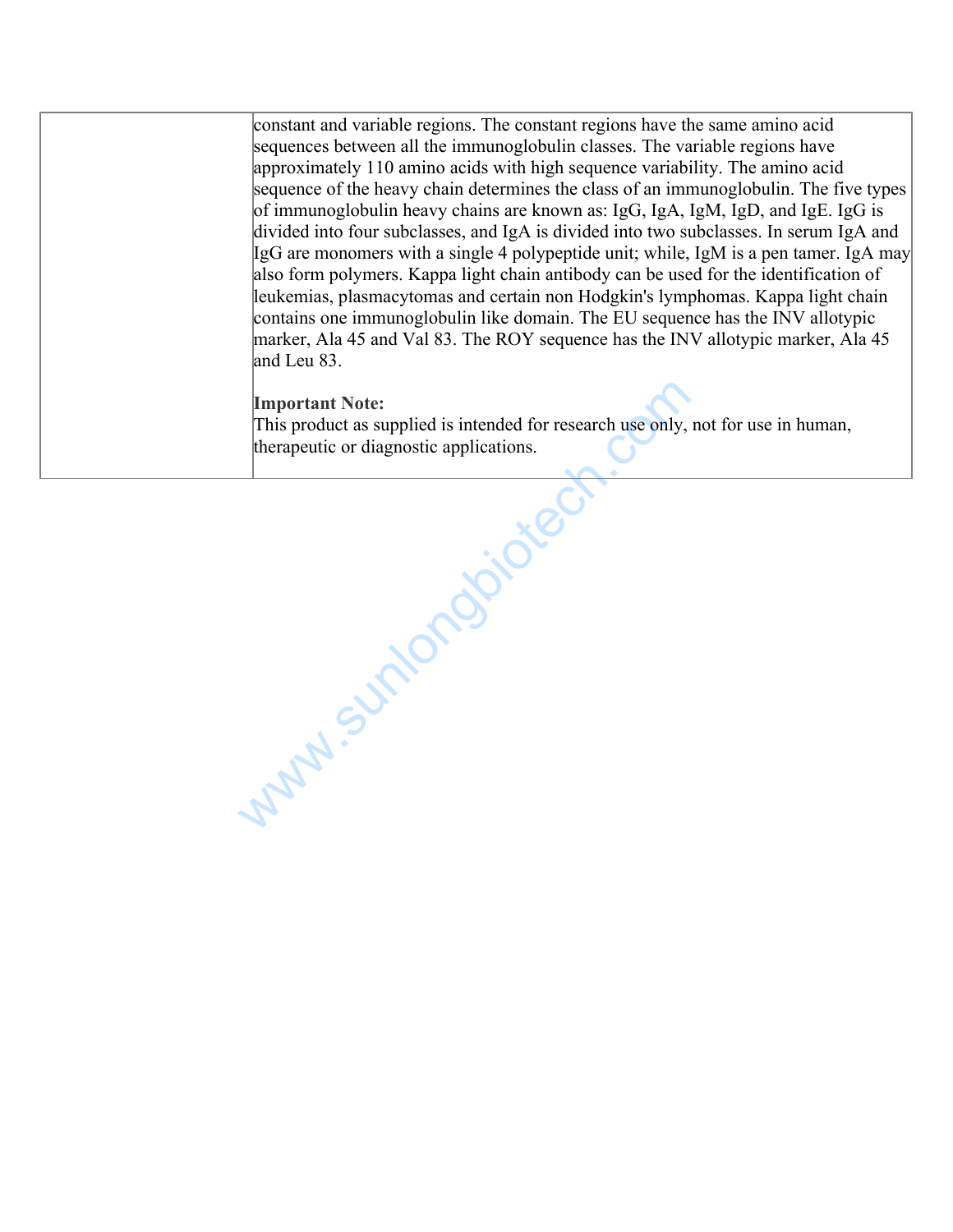| | |
|---|---|
| | constant and variable regions. The constant regions have the same amino acid sequences between all the immunoglobulin classes. The variable regions have approximately 110 amino acids with high sequence variability. The amino acid sequence of the heavy chain determines the class of an immunoglobulin. The five types of immunoglobulin heavy chains are known as: IgG, IgA, IgM, IgD, and IgE. IgG is divided into four subclasses, and IgA is divided into two subclasses. In serum IgA and IgG are monomers with a single 4 polypeptide unit; while, IgM is a pen tamer. IgA may also form polymers. Kappa light chain antibody can be used for the identification of leukemias, plasmacytomas and certain non Hodgkin's lymphomas. Kappa light chain contains one immunoglobulin like domain. The EU sequence has the INV allotypic marker, Ala 45 and Val 83. The ROY sequence has the INV allotypic marker, Ala 45 and Leu 83.<br><br>**Important Note:**<br>This product as supplied is intended for research use only, not for use in human, therapeutic or diagnostic applications. |